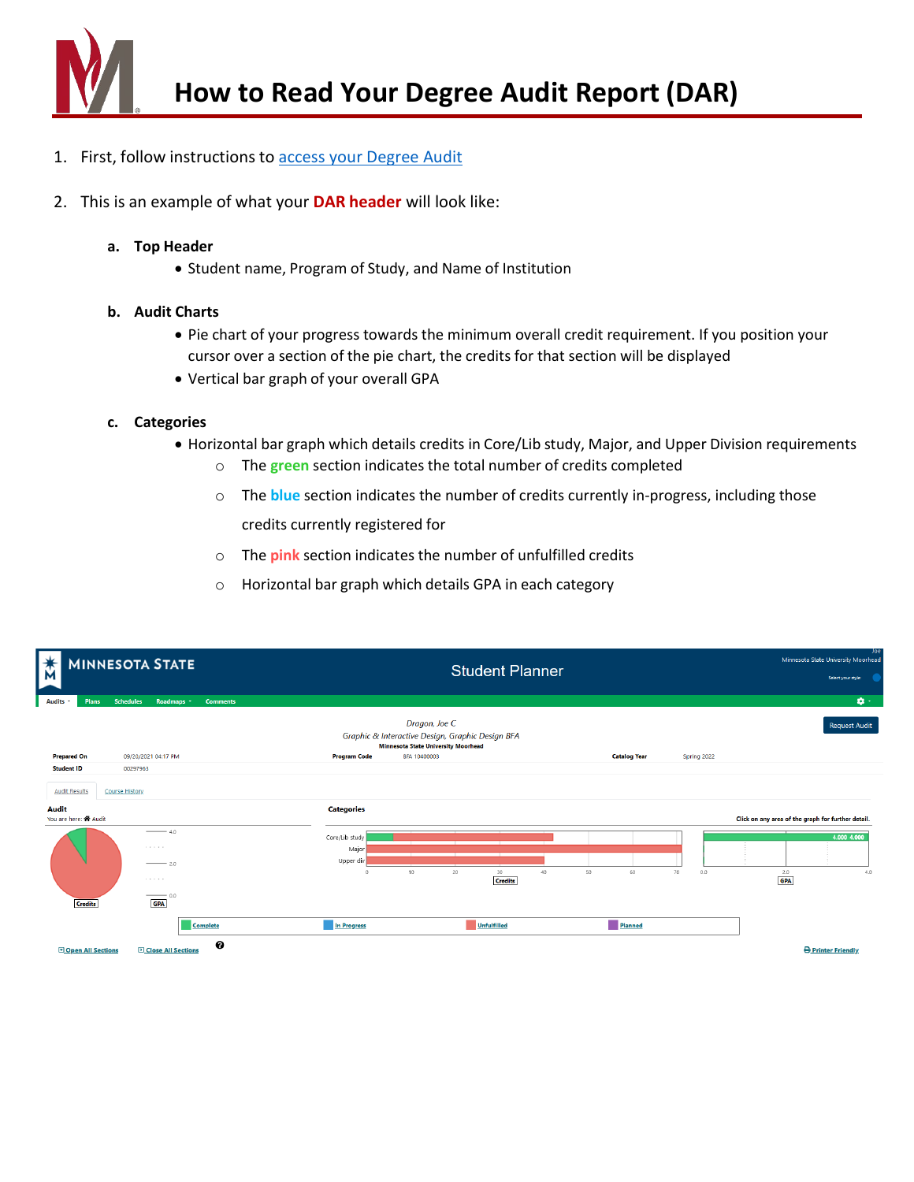# How to Read Your Degree Audit Report (DAR)

1. First, follow instructions to [access your Degree Audit]()

2. This is an example of what your **DAR header** will look like:

   **a. Top Header**
   - Student name, Program of Study, and Name of Institution

   **b. Audit Charts**
   - Pie chart of your progress towards the minimum overall credit requirement. If you position your cursor over a section of the pie chart, the credits for that section will be displayed
   - Vertical bar graph of your overall GPA

   **c. Categories**
   - Horizontal bar graph which details credits in Core/Lib study, Major, and Upper Division requirements
     - The **green** section indicates the total number of credits completed
     - The **blue** section indicates the number of credits currently in-progress, including those credits currently registered for
     - The **pink** section indicates the number of unfulfilled credits
     - Horizontal bar graph which details GPA in each category

MINNESOTA STATE

Student Planner

Joe
Minnesota State University Moorhead
Select your style:

Audits · Plans · Schedules · Roadmaps · Comments

Dragon, Joe C
Graphic & Interactive Design, Graphic Design BFA
Minnesota State University Moorhead

Request Audit

Prepared On 09/20/2021 04:17 PM
Student ID 00297963
Program Code BFA 10400003
Catalog Year Spring 2022

Audit Results · Course History

Audit
You are here: Audit

4.0
2.0
0.0
Credits
GPA

Categories

Click on any area of the graph for further detail.

Core/Lib study
Major
Upper div
0 10 20 30 40 50 60 70
Credits

4.000 4.000
0.0 2.0 4.0
GPA

Complete · In Progress · Unfulfilled · Planned

Open All Sections · Close All Sections

Printer Friendly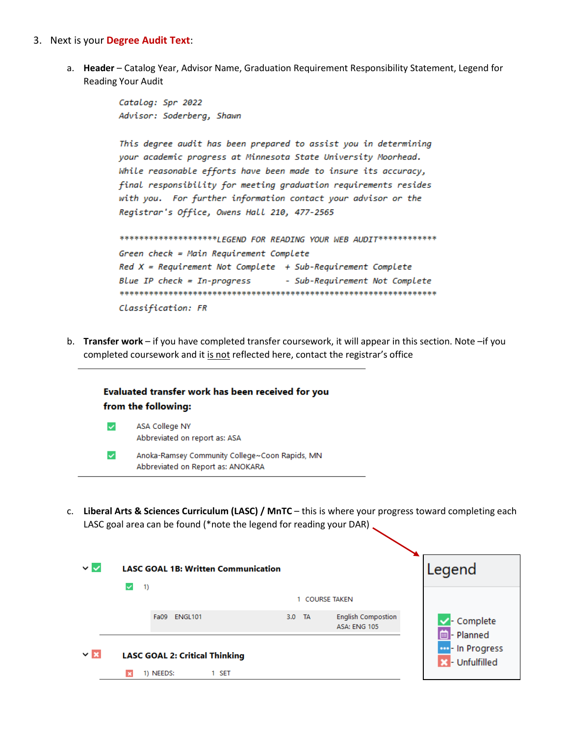3. Next is your **Degree Audit Text**:

   a. **Header** – Catalog Year, Advisor Name, Graduation Requirement Responsibility Statement, Legend for Reading Your Audit

```
Catalog: Spr 2022
Advisor: Soderberg, Shawn

This degree audit has been prepared to assist you in determining
your academic progress at Minnesota State University Moorhead.
While reasonable efforts have been made to insure its accuracy,
final responsibility for meeting graduation requirements resides
with you.  For further information contact your advisor or the
Registrar's Office, Owens Hall 210, 477-2565

*******************LEGEND FOR READING YOUR WEB AUDIT************
Green check = Main Requirement Complete
Red X = Requirement Not Complete  + Sub-Requirement Complete
Blue IP check = In-progress        - Sub-Requirement Not Complete
****************************************************************
Classification: FR
```

   b. **Transfer work** – if you have completed transfer coursework, it will appear in this section. Note –if you completed coursework and it is not reflected here, contact the registrar's office

**Evaluated transfer work has been received for you from the following:**

- ✅ ASA College NY
  Abbreviated on report as: ASA
- ✅ Anoka-Ramsey Community College~Coon Rapids, MN
  Abbreviated on Report as: ANOKARA

   c. **Liberal Arts & Sciences Curriculum (LASC) / MnTC** – this is where your progress toward completing each LASC goal area can be found (*note the legend for reading your DAR)

✅ **LASC GOAL 1B: Written Communication**

✅ 1)

1 COURSE TAKEN

| | | | | |
|---|---|---|---|---|
| Fa09 | ENGL101 | 3.0 | TA | English Compostion ASA: ENG 105 |

❌ **LASC GOAL 2: Critical Thinking**

❌ 1) NEEDS: 1 SET

**Legend**

- ✅ - Complete
- Planned
- In Progress
- ❌ - Unfulfilled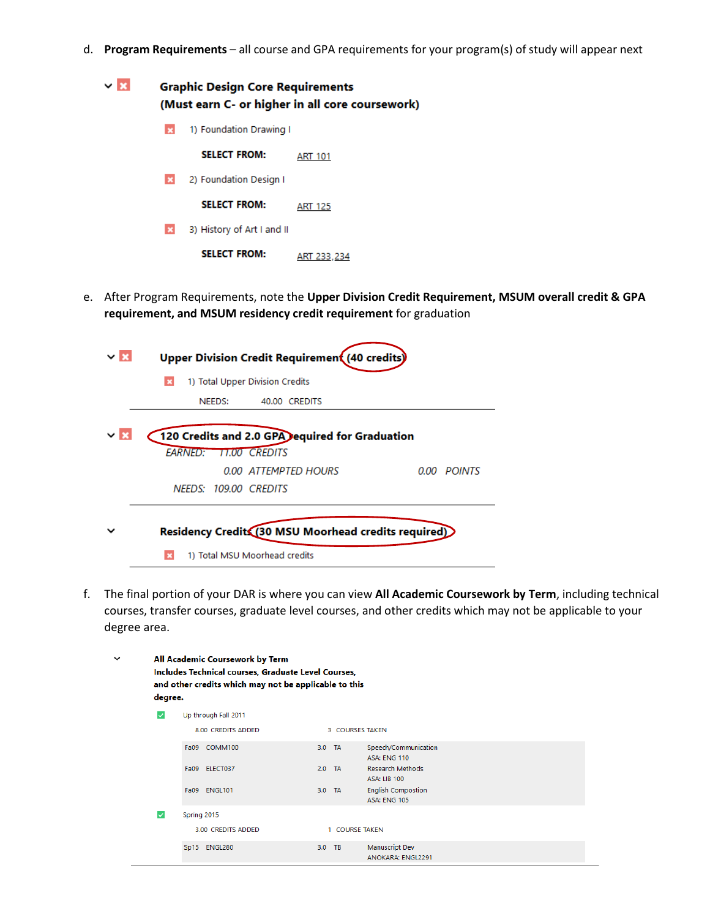d. **Program Requirements** – all course and GPA requirements for your program(s) of study will appear next

**Graphic Design Core Requirements**
**(Must earn C- or higher in all core coursework)**

1) Foundation Drawing I

**SELECT FROM:** ART 101

2) Foundation Design I

**SELECT FROM:** ART 125

3) History of Art I and II

**SELECT FROM:** ART 233, 234

e. After Program Requirements, note the **Upper Division Credit Requirement, MSUM overall credit & GPA requirement, and MSUM residency credit requirement** for graduation

**Upper Division Credit Requirement (40 credits)**

1) Total Upper Division Credits

NEEDS: 40.00 CREDITS

**120 Credits and 2.0 GPA required for Graduation**

*EARNED: 11.00 CREDITS*

*0.00 ATTEMPTED HOURS 0.00 POINTS*

*NEEDS: 109.00 CREDITS*

**Residency Credits (30 MSU Moorhead credits required)**

1) Total MSU Moorhead credits

f. The final portion of your DAR is where you can view **All Academic Coursework by Term**, including technical courses, transfer courses, graduate level courses, and other credits which may not be applicable to your degree area.

**All Academic Coursework by Term**
**Includes Technical courses, Graduate Level Courses, and other credits which may not be applicable to this degree.**

Up through Fall 2011

8.00 CREDITS ADDED 3 COURSES TAKEN

| | | | | |
|---|---|---|---|---|
| Fa09 | COMM100 | 3.0 | TA | Speech/Communication ASA: ENG 110 |
| Fa09 | ELECT037 | 2.0 | TA | Research Methods ASA: LIB 100 |
| Fa09 | ENGL101 | 3.0 | TA | English Compostion ASA: ENG 105 |

Spring 2015

3.00 CREDITS ADDED 1 COURSE TAKEN

| | | | | |
|---|---|---|---|---|
| Sp15 | ENGL280 | 3.0 | TB | Manuscript Dev ANOKARA: ENGL2291 |